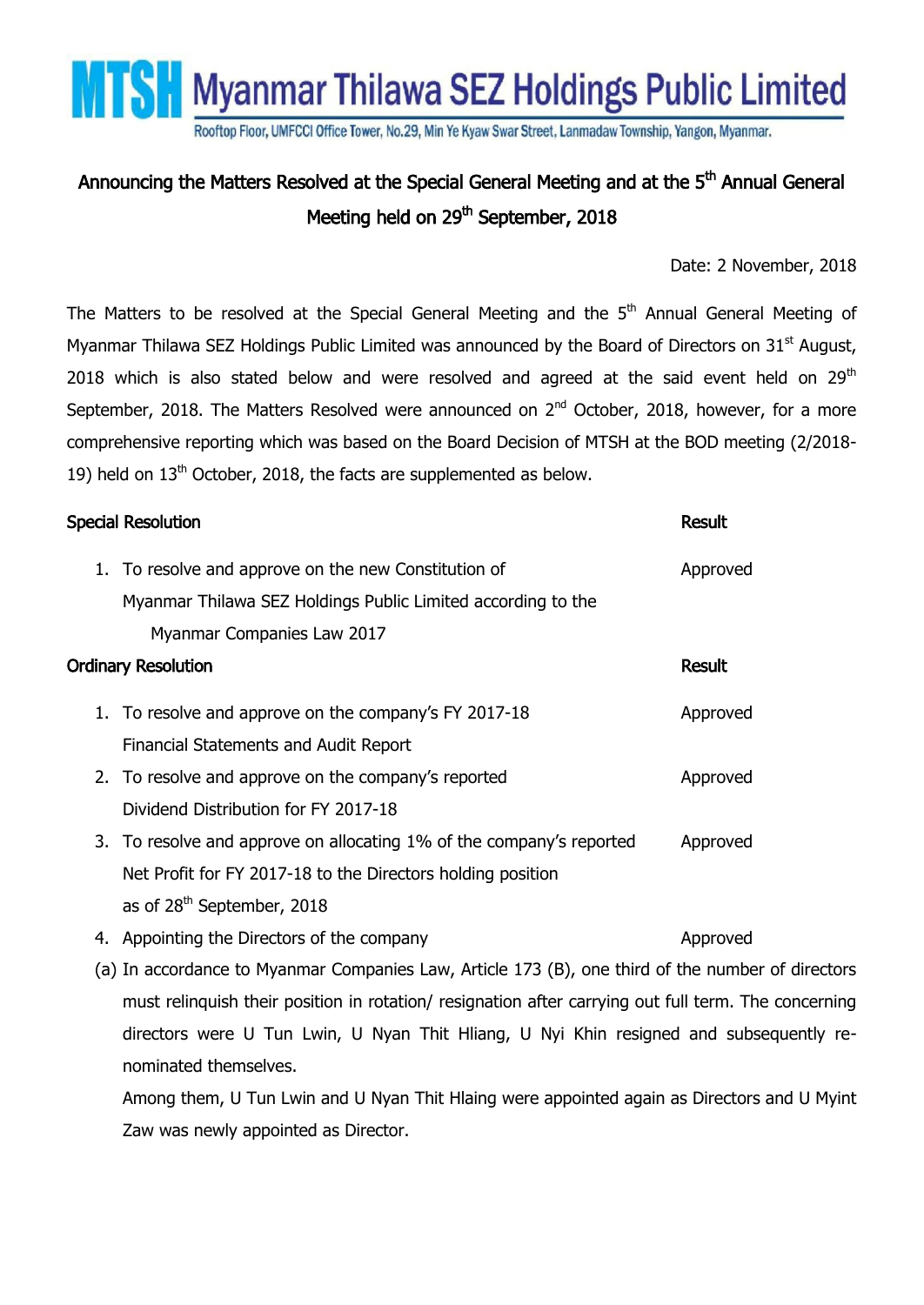# MTSH Myanmar Thilawa SEZ Holdings Public Limited

Rooftop Floor, UMFCCI Office Tower, No.29, Min Ye Kyaw Swar Street, Lanmadaw Township, Yangon, Myanmar.

## Announcing the Matters Resolved at the Special General Meeting and at the 5th Annual General Meeting held on 29th September, 2018

Date: 2 November, 2018

The Matters to be resolved at the Special General Meeting and the 5th Annual General Meeting of Myanmar Thilawa SEZ Holdings Public Limited was announced by the Board of Directors on 31st August, 2018 which is also stated below and were resolved and agreed at the said event held on 29th September, 2018. The Matters Resolved were announced on 2nd October, 2018, however, for a more comprehensive reporting which was based on the Board Decision of MTSH at the BOD meeting (2/2018-19) held on 13th October, 2018, the facts are supplemented as below.

| Special Resolution | Result |
|---|---|
| 1. To resolve and approve on the new Constitution of Myanmar Thilawa SEZ Holdings Public Limited according to the Myanmar Companies Law 2017 | Approved |

| Ordinary Resolution | Result |
|---|---|
| 1. To resolve and approve on the company's FY 2017-18 Financial Statements and Audit Report | Approved |
| 2. To resolve and approve on the company's reported Dividend Distribution for FY 2017-18 | Approved |
| 3. To resolve and approve on allocating 1% of the company's reported Net Profit for FY 2017-18 to the Directors holding position as of 28th September, 2018 | Approved |
| 4. Appointing the Directors of the company | Approved |

(a) In accordance to Myanmar Companies Law, Article 173 (B), one third of the number of directors must relinquish their position in rotation/ resignation after carrying out full term. The concerning directors were U Tun Lwin, U Nyan Thit Hliang, U Nyi Khin resigned and subsequently re-nominated themselves.

Among them, U Tun Lwin and U Nyan Thit Hlaing were appointed again as Directors and U Myint Zaw was newly appointed as Director.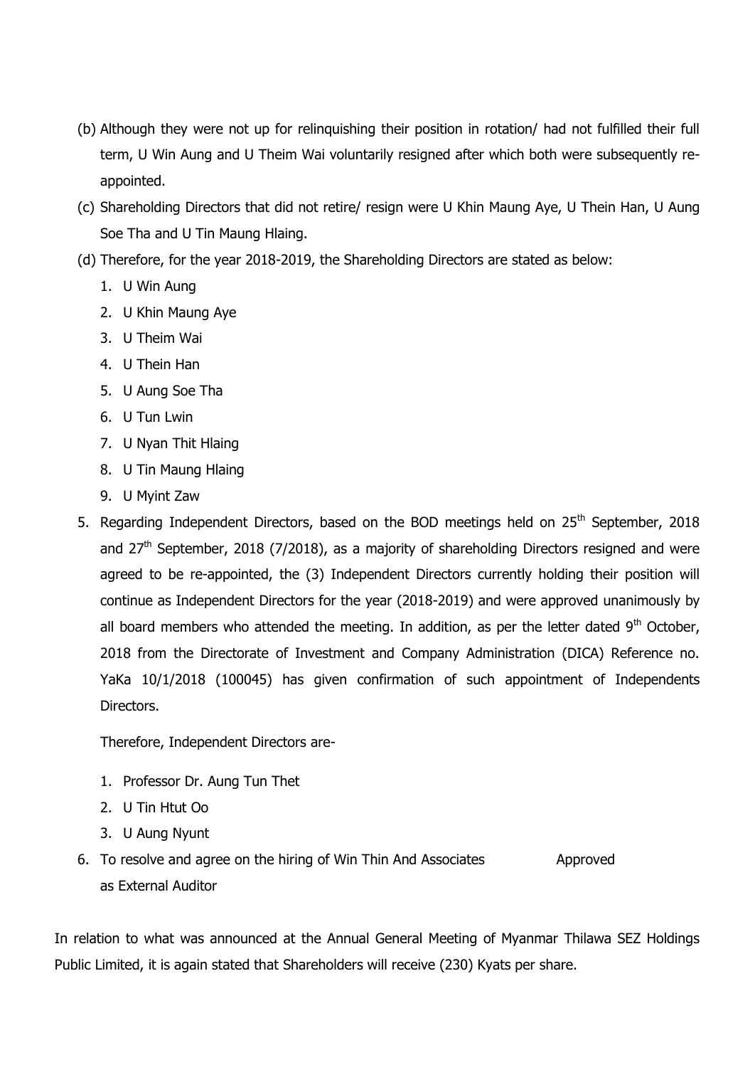(b) Although they were not up for relinquishing their position in rotation/ had not fulfilled their full term, U Win Aung and U Theim Wai voluntarily resigned after which both were subsequently re-appointed.

(c) Shareholding Directors that did not retire/ resign were U Khin Maung Aye, U Thein Han, U Aung Soe Tha and U Tin Maung Hlaing.

(d) Therefore, for the year 2018-2019, the Shareholding Directors are stated as below:

1. U Win Aung
2. U Khin Maung Aye
3. U Theim Wai
4. U Thein Han
5. U Aung Soe Tha
6. U Tun Lwin
7. U Nyan Thit Hlaing
8. U Tin Maung Hlaing
9. U Myint Zaw

5. Regarding Independent Directors, based on the BOD meetings held on 25th September, 2018 and 27th September, 2018 (7/2018), as a majority of shareholding Directors resigned and were agreed to be re-appointed, the (3) Independent Directors currently holding their position will continue as Independent Directors for the year (2018-2019) and were approved unanimously by all board members who attended the meeting. In addition, as per the letter dated 9th October, 2018 from the Directorate of Investment and Company Administration (DICA) Reference no. YaKa 10/1/2018 (100045) has given confirmation of such appointment of Independents Directors.

   Therefore, Independent Directors are-

   1. Professor Dr. Aung Tun Thet
   2. U Tin Htut Oo
   3. U Aung Nyunt

6. To resolve and agree on the hiring of Win Thin And Associates as External Auditor — Approved

In relation to what was announced at the Annual General Meeting of Myanmar Thilawa SEZ Holdings Public Limited, it is again stated that Shareholders will receive (230) Kyats per share.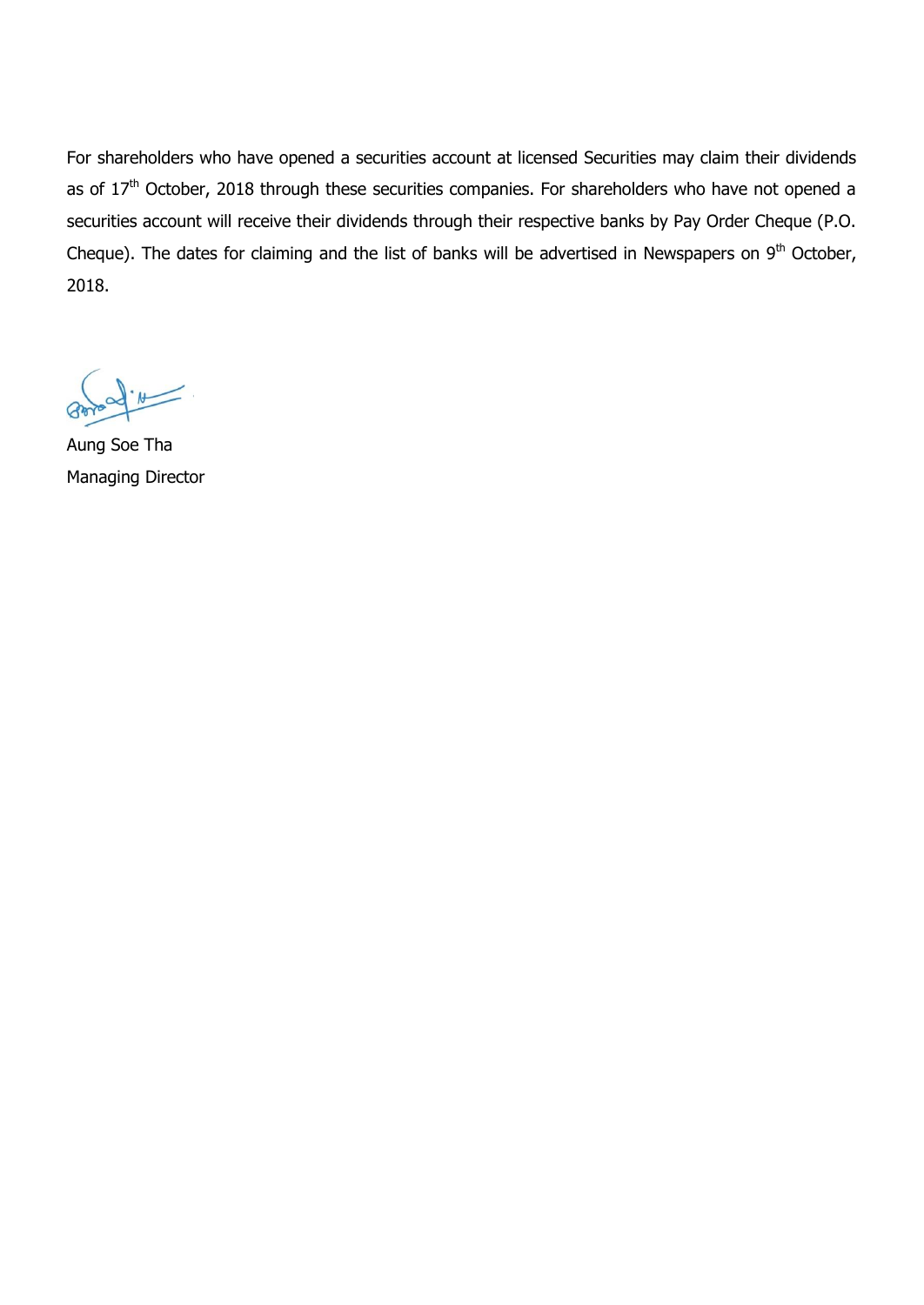For shareholders who have opened a securities account at licensed Securities may claim their dividends as of 17th October, 2018 through these securities companies. For shareholders who have not opened a securities account will receive their dividends through their respective banks by Pay Order Cheque (P.O. Cheque). The dates for claiming and the list of banks will be advertised in Newspapers on 9th October, 2018.

Aung Soe Tha
Managing Director